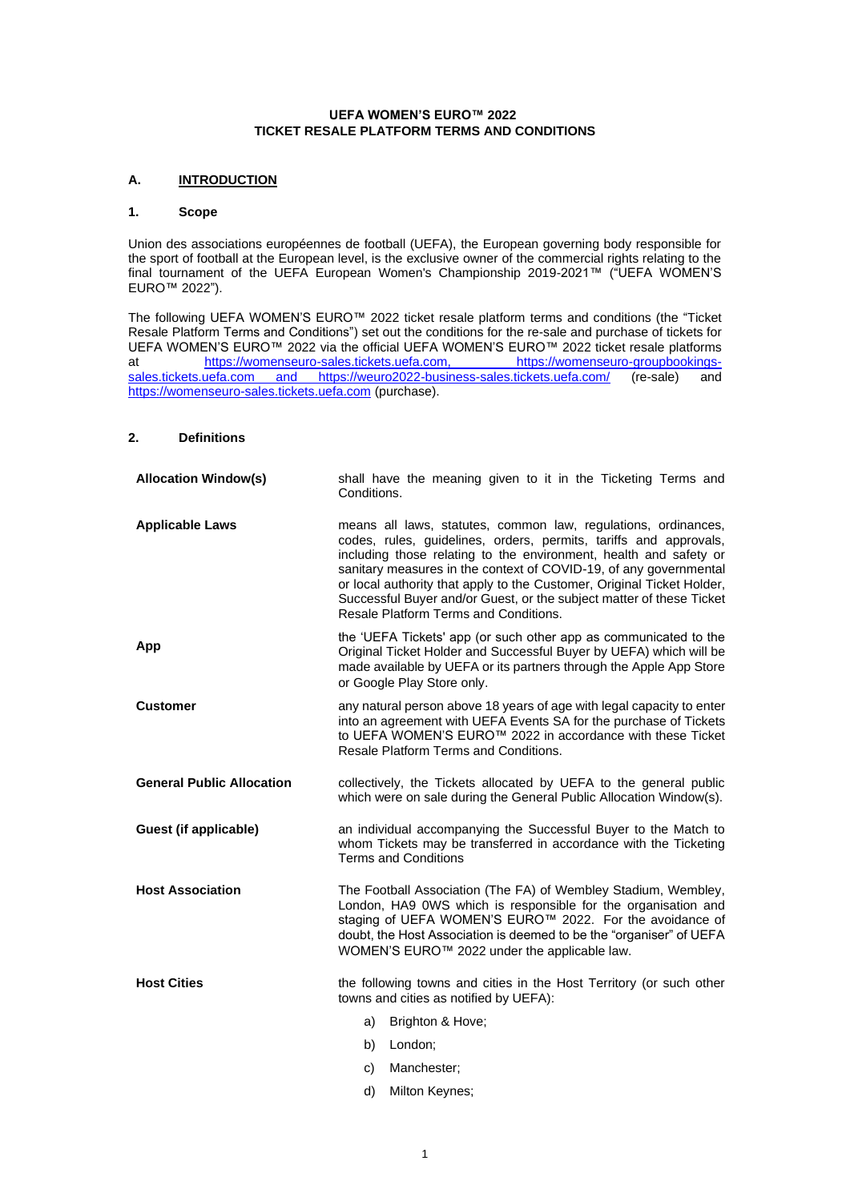**UEFA WOMEN'S EURO™ 2022**
**TICKET RESALE PLATFORM TERMS AND CONDITIONS**

## A. INTRODUCTION

### 1. Scope

Union des associations européennes de football (UEFA), the European governing body responsible for the sport of football at the European level, is the exclusive owner of the commercial rights relating to the final tournament of the UEFA European Women's Championship 2019-2021™ ("UEFA WOMEN'S EURO™ 2022").

The following UEFA WOMEN'S EURO™ 2022 ticket resale platform terms and conditions (the "Ticket Resale Platform Terms and Conditions") set out the conditions for the re-sale and purchase of tickets for UEFA WOMEN'S EURO™ 2022 via the official UEFA WOMEN'S EURO™ 2022 ticket resale platforms at https://womenseuro-sales.tickets.uefa.com, https://womenseuro-groupbookings-sales.tickets.uefa.com and https://weuro2022-business-sales.tickets.uefa.com/ (re-sale) and https://womenseuro-sales.tickets.uefa.com (purchase).

### 2. Definitions

| | |
|---|---|
| **Allocation Window(s)** | shall have the meaning given to it in the Ticketing Terms and Conditions. |
| **Applicable Laws** | means all laws, statutes, common law, regulations, ordinances, codes, rules, guidelines, orders, permits, tariffs and approvals, including those relating to the environment, health and safety or sanitary measures in the context of COVID-19, of any governmental or local authority that apply to the Customer, Original Ticket Holder, Successful Buyer and/or Guest, or the subject matter of these Ticket Resale Platform Terms and Conditions. |
| **App** | the 'UEFA Tickets' app (or such other app as communicated to the Original Ticket Holder and Successful Buyer by UEFA) which will be made available by UEFA or its partners through the Apple App Store or Google Play Store only. |
| **Customer** | any natural person above 18 years of age with legal capacity to enter into an agreement with UEFA Events SA for the purchase of Tickets to UEFA WOMEN'S EURO™ 2022 in accordance with these Ticket Resale Platform Terms and Conditions. |
| **General Public Allocation** | collectively, the Tickets allocated by UEFA to the general public which were on sale during the General Public Allocation Window(s). |
| **Guest (if applicable)** | an individual accompanying the Successful Buyer to the Match to whom Tickets may be transferred in accordance with the Ticketing Terms and Conditions |
| **Host Association** | The Football Association (The FA) of Wembley Stadium, Wembley, London, HA9 0WS which is responsible for the organisation and staging of UEFA WOMEN'S EURO™ 2022. For the avoidance of doubt, the Host Association is deemed to be the "organiser" of UEFA WOMEN'S EURO™ 2022 under the applicable law. |
| **Host Cities** | the following towns and cities in the Host Territory (or such other towns and cities as notified by UEFA):<br>a) Brighton & Hove;<br>b) London;<br>c) Manchester;<br>d) Milton Keynes; |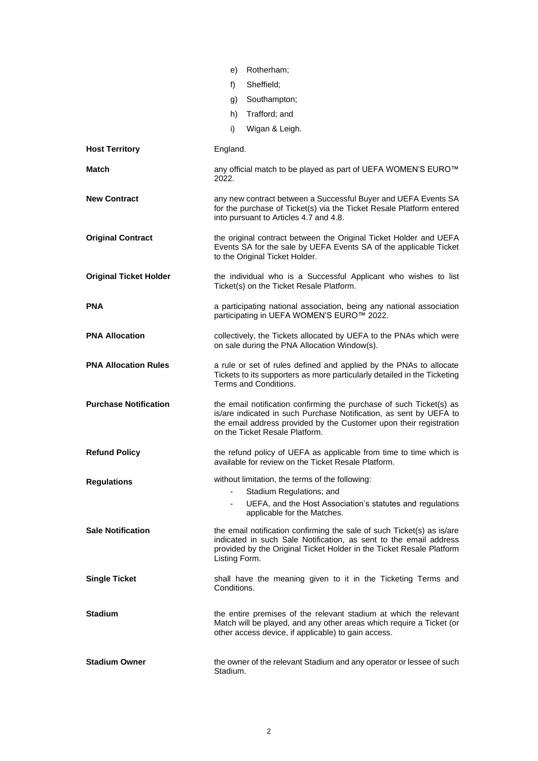e) Rotherham;

f) Sheffield;

g) Southampton;

h) Trafford; and

i) Wigan & Leigh.

| | |
|---|---|
| **Host Territory** | England. |
| **Match** | any official match to be played as part of UEFA WOMEN'S EURO™ 2022. |
| **New Contract** | any new contract between a Successful Buyer and UEFA Events SA for the purchase of Ticket(s) via the Ticket Resale Platform entered into pursuant to Articles 4.7 and 4.8. |
| **Original Contract** | the original contract between the Original Ticket Holder and UEFA Events SA for the sale by UEFA Events SA of the applicable Ticket to the Original Ticket Holder. |
| **Original Ticket Holder** | the individual who is a Successful Applicant who wishes to list Ticket(s) on the Ticket Resale Platform. |
| **PNA** | a participating national association, being any national association participating in UEFA WOMEN'S EURO™ 2022. |
| **PNA Allocation** | collectively, the Tickets allocated by UEFA to the PNAs which were on sale during the PNA Allocation Window(s). |
| **PNA Allocation Rules** | a rule or set of rules defined and applied by the PNAs to allocate Tickets to its supporters as more particularly detailed in the Ticketing Terms and Conditions. |
| **Purchase Notification** | the email notification confirming the purchase of such Ticket(s) as is/are indicated in such Purchase Notification, as sent by UEFA to the email address provided by the Customer upon their registration on the Ticket Resale Platform. |
| **Refund Policy** | the refund policy of UEFA as applicable from time to time which is available for review on the Ticket Resale Platform. |
| **Regulations** | without limitation, the terms of the following:<br>- Stadium Regulations; and<br>- UEFA, and the Host Association's statutes and regulations applicable for the Matches. |
| **Sale Notification** | the email notification confirming the sale of such Ticket(s) as is/are indicated in such Sale Notification, as sent to the email address provided by the Original Ticket Holder in the Ticket Resale Platform Listing Form. |
| **Single Ticket** | shall have the meaning given to it in the Ticketing Terms and Conditions. |
| **Stadium** | the entire premises of the relevant stadium at which the relevant Match will be played, and any other areas which require a Ticket (or other access device, if applicable) to gain access. |
| **Stadium Owner** | the owner of the relevant Stadium and any operator or lessee of such Stadium. |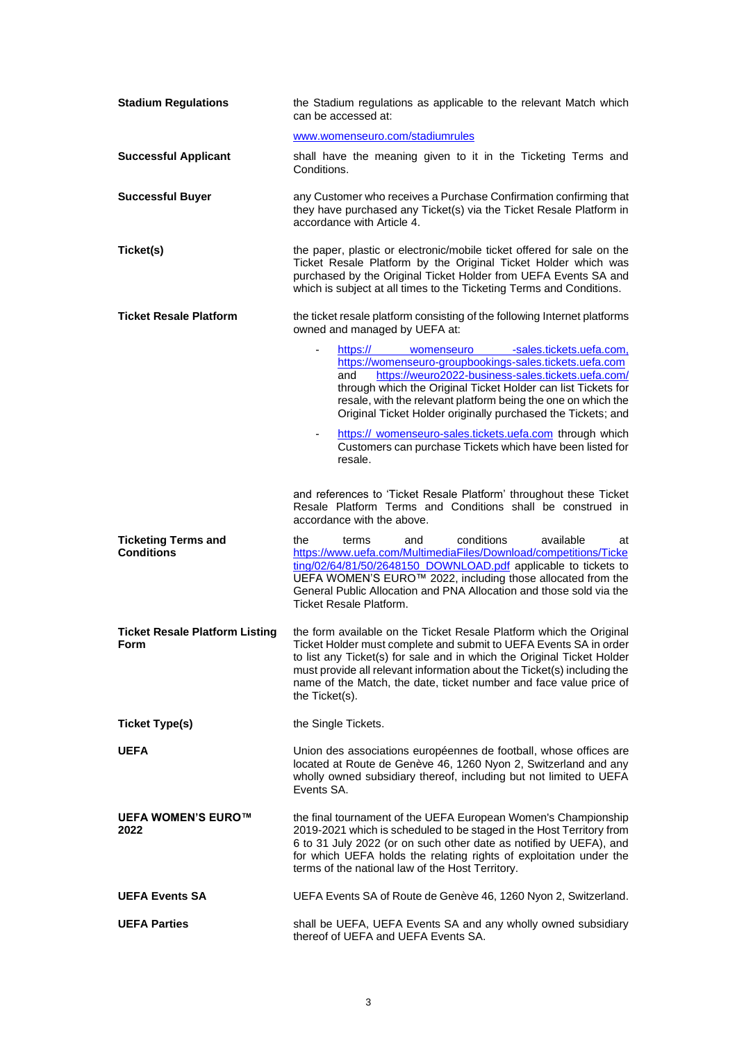| | |
|---|---|
| **Stadium Regulations** | the Stadium regulations as applicable to the relevant Match which can be accessed at:<br><br>www.womenseuro.com/stadiumrules |
| **Successful Applicant** | shall have the meaning given to it in the Ticketing Terms and Conditions. |
| **Successful Buyer** | any Customer who receives a Purchase Confirmation confirming that they have purchased any Ticket(s) via the Ticket Resale Platform in accordance with Article 4. |
| **Ticket(s)** | the paper, plastic or electronic/mobile ticket offered for sale on the Ticket Resale Platform by the Original Ticket Holder which was purchased by the Original Ticket Holder from UEFA Events SA and which is subject at all times to the Ticketing Terms and Conditions. |
| **Ticket Resale Platform** | the ticket resale platform consisting of the following Internet platforms owned and managed by UEFA at:<br><br>- https:// womenseuro -sales.tickets.uefa.com, https://womenseuro-groupbookings-sales.tickets.uefa.com and https://weuro2022-business-sales.tickets.uefa.com/ through which the Original Ticket Holder can list Tickets for resale, with the relevant platform being the one on which the Original Ticket Holder originally purchased the Tickets; and<br>- https:// womenseuro-sales.tickets.uefa.com through which Customers can purchase Tickets which have been listed for resale.<br><br>and references to 'Ticket Resale Platform' throughout these Ticket Resale Platform Terms and Conditions shall be construed in accordance with the above. |
| **Ticketing Terms and Conditions** | the terms and conditions available at https://www.uefa.com/MultimediaFiles/Download/competitions/Ticketing/02/64/81/50/2648150_DOWNLOAD.pdf applicable to tickets to UEFA WOMEN'S EURO™ 2022, including those allocated from the General Public Allocation and PNA Allocation and those sold via the Ticket Resale Platform. |
| **Ticket Resale Platform Listing Form** | the form available on the Ticket Resale Platform which the Original Ticket Holder must complete and submit to UEFA Events SA in order to list any Ticket(s) for sale and in which the Original Ticket Holder must provide all relevant information about the Ticket(s) including the name of the Match, the date, ticket number and face value price of the Ticket(s). |
| **Ticket Type(s)** | the Single Tickets. |
| **UEFA** | Union des associations européennes de football, whose offices are located at Route de Genève 46, 1260 Nyon 2, Switzerland and any wholly owned subsidiary thereof, including but not limited to UEFA Events SA. |
| **UEFA WOMEN'S EURO™ 2022** | the final tournament of the UEFA European Women's Championship 2019-2021 which is scheduled to be staged in the Host Territory from 6 to 31 July 2022 (or on such other date as notified by UEFA), and for which UEFA holds the relating rights of exploitation under the terms of the national law of the Host Territory. |
| **UEFA Events SA** | UEFA Events SA of Route de Genève 46, 1260 Nyon 2, Switzerland. |
| **UEFA Parties** | shall be UEFA, UEFA Events SA and any wholly owned subsidiary thereof of UEFA and UEFA Events SA. |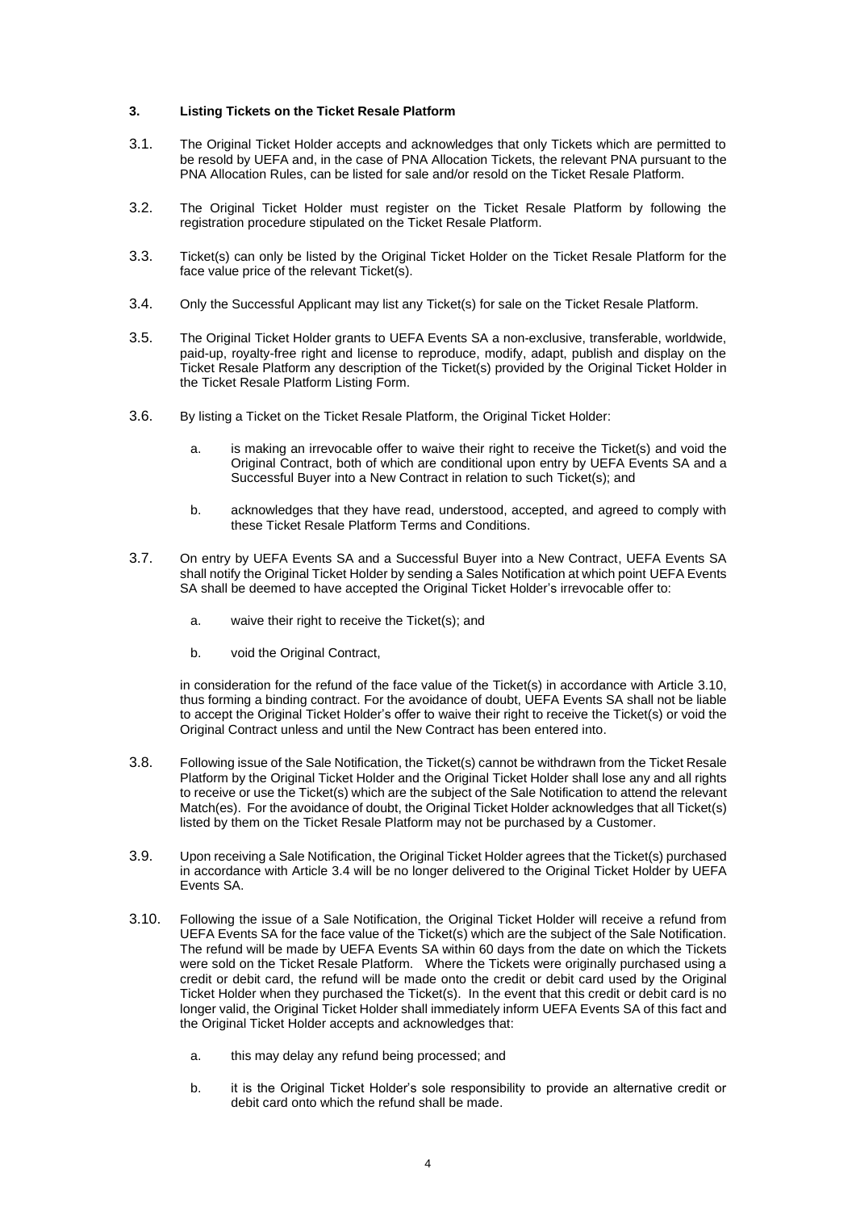### 3. Listing Tickets on the Ticket Resale Platform

3.1. The Original Ticket Holder accepts and acknowledges that only Tickets which are permitted to be resold by UEFA and, in the case of PNA Allocation Tickets, the relevant PNA pursuant to the PNA Allocation Rules, can be listed for sale and/or resold on the Ticket Resale Platform.

3.2. The Original Ticket Holder must register on the Ticket Resale Platform by following the registration procedure stipulated on the Ticket Resale Platform.

3.3. Ticket(s) can only be listed by the Original Ticket Holder on the Ticket Resale Platform for the face value price of the relevant Ticket(s).

3.4. Only the Successful Applicant may list any Ticket(s) for sale on the Ticket Resale Platform.

3.5. The Original Ticket Holder grants to UEFA Events SA a non-exclusive, transferable, worldwide, paid-up, royalty-free right and license to reproduce, modify, adapt, publish and display on the Ticket Resale Platform any description of the Ticket(s) provided by the Original Ticket Holder in the Ticket Resale Platform Listing Form.

3.6. By listing a Ticket on the Ticket Resale Platform, the Original Ticket Holder:

a. is making an irrevocable offer to waive their right to receive the Ticket(s) and void the Original Contract, both of which are conditional upon entry by UEFA Events SA and a Successful Buyer into a New Contract in relation to such Ticket(s); and

b. acknowledges that they have read, understood, accepted, and agreed to comply with these Ticket Resale Platform Terms and Conditions.

3.7. On entry by UEFA Events SA and a Successful Buyer into a New Contract, UEFA Events SA shall notify the Original Ticket Holder by sending a Sales Notification at which point UEFA Events SA shall be deemed to have accepted the Original Ticket Holder's irrevocable offer to:

a. waive their right to receive the Ticket(s); and

b. void the Original Contract,

in consideration for the refund of the face value of the Ticket(s) in accordance with Article 3.10, thus forming a binding contract. For the avoidance of doubt, UEFA Events SA shall not be liable to accept the Original Ticket Holder's offer to waive their right to receive the Ticket(s) or void the Original Contract unless and until the New Contract has been entered into.

3.8. Following issue of the Sale Notification, the Ticket(s) cannot be withdrawn from the Ticket Resale Platform by the Original Ticket Holder and the Original Ticket Holder shall lose any and all rights to receive or use the Ticket(s) which are the subject of the Sale Notification to attend the relevant Match(es). For the avoidance of doubt, the Original Ticket Holder acknowledges that all Ticket(s) listed by them on the Ticket Resale Platform may not be purchased by a Customer.

3.9. Upon receiving a Sale Notification, the Original Ticket Holder agrees that the Ticket(s) purchased in accordance with Article 3.4 will be no longer delivered to the Original Ticket Holder by UEFA Events SA.

3.10. Following the issue of a Sale Notification, the Original Ticket Holder will receive a refund from UEFA Events SA for the face value of the Ticket(s) which are the subject of the Sale Notification. The refund will be made by UEFA Events SA within 60 days from the date on which the Tickets were sold on the Ticket Resale Platform. Where the Tickets were originally purchased using a credit or debit card, the refund will be made onto the credit or debit card used by the Original Ticket Holder when they purchased the Ticket(s). In the event that this credit or debit card is no longer valid, the Original Ticket Holder shall immediately inform UEFA Events SA of this fact and the Original Ticket Holder accepts and acknowledges that:

a. this may delay any refund being processed; and

b. it is the Original Ticket Holder's sole responsibility to provide an alternative credit or debit card onto which the refund shall be made.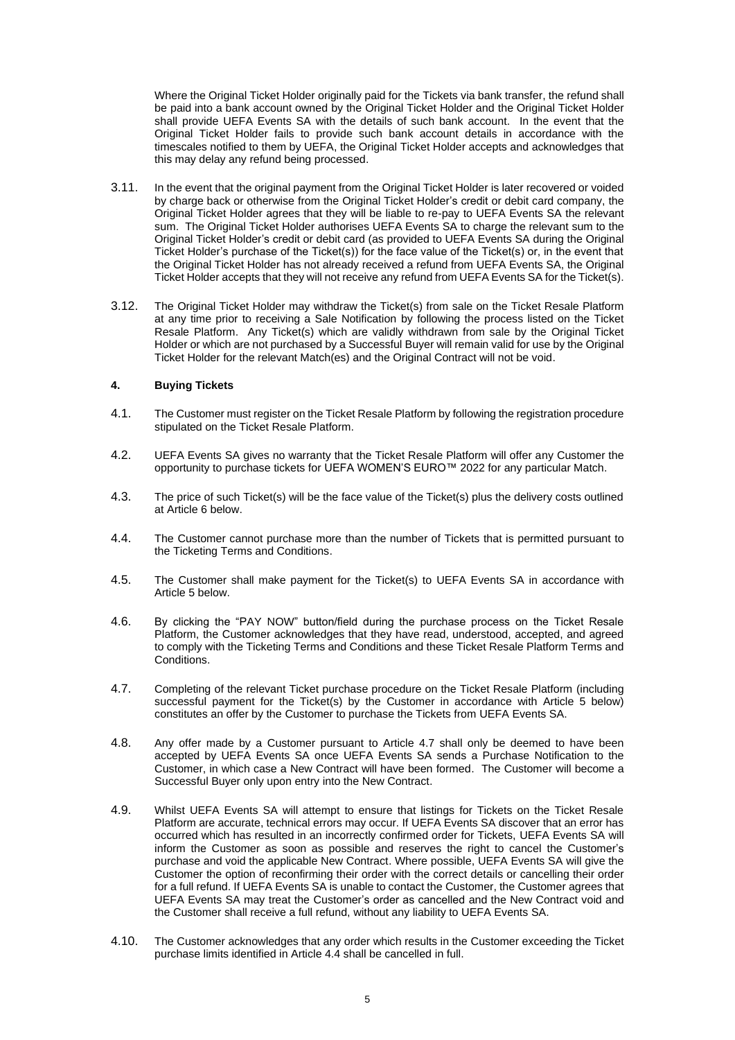Where the Original Ticket Holder originally paid for the Tickets via bank transfer, the refund shall be paid into a bank account owned by the Original Ticket Holder and the Original Ticket Holder shall provide UEFA Events SA with the details of such bank account. In the event that the Original Ticket Holder fails to provide such bank account details in accordance with the timescales notified to them by UEFA, the Original Ticket Holder accepts and acknowledges that this may delay any refund being processed.

3.11. In the event that the original payment from the Original Ticket Holder is later recovered or voided by charge back or otherwise from the Original Ticket Holder's credit or debit card company, the Original Ticket Holder agrees that they will be liable to re-pay to UEFA Events SA the relevant sum. The Original Ticket Holder authorises UEFA Events SA to charge the relevant sum to the Original Ticket Holder's credit or debit card (as provided to UEFA Events SA during the Original Ticket Holder's purchase of the Ticket(s)) for the face value of the Ticket(s) or, in the event that the Original Ticket Holder has not already received a refund from UEFA Events SA, the Original Ticket Holder accepts that they will not receive any refund from UEFA Events SA for the Ticket(s).

3.12. The Original Ticket Holder may withdraw the Ticket(s) from sale on the Ticket Resale Platform at any time prior to receiving a Sale Notification by following the process listed on the Ticket Resale Platform. Any Ticket(s) which are validly withdrawn from sale by the Original Ticket Holder or which are not purchased by a Successful Buyer will remain valid for use by the Original Ticket Holder for the relevant Match(es) and the Original Contract will not be void.

**4. Buying Tickets**

4.1. The Customer must register on the Ticket Resale Platform by following the registration procedure stipulated on the Ticket Resale Platform.

4.2. UEFA Events SA gives no warranty that the Ticket Resale Platform will offer any Customer the opportunity to purchase tickets for UEFA WOMEN'S EURO™ 2022 for any particular Match.

4.3. The price of such Ticket(s) will be the face value of the Ticket(s) plus the delivery costs outlined at Article 6 below.

4.4. The Customer cannot purchase more than the number of Tickets that is permitted pursuant to the Ticketing Terms and Conditions.

4.5. The Customer shall make payment for the Ticket(s) to UEFA Events SA in accordance with Article 5 below.

4.6. By clicking the "PAY NOW" button/field during the purchase process on the Ticket Resale Platform, the Customer acknowledges that they have read, understood, accepted, and agreed to comply with the Ticketing Terms and Conditions and these Ticket Resale Platform Terms and Conditions.

4.7. Completing of the relevant Ticket purchase procedure on the Ticket Resale Platform (including successful payment for the Ticket(s) by the Customer in accordance with Article 5 below) constitutes an offer by the Customer to purchase the Tickets from UEFA Events SA.

4.8. Any offer made by a Customer pursuant to Article 4.7 shall only be deemed to have been accepted by UEFA Events SA once UEFA Events SA sends a Purchase Notification to the Customer, in which case a New Contract will have been formed. The Customer will become a Successful Buyer only upon entry into the New Contract.

4.9. Whilst UEFA Events SA will attempt to ensure that listings for Tickets on the Ticket Resale Platform are accurate, technical errors may occur. If UEFA Events SA discover that an error has occurred which has resulted in an incorrectly confirmed order for Tickets, UEFA Events SA will inform the Customer as soon as possible and reserves the right to cancel the Customer's purchase and void the applicable New Contract. Where possible, UEFA Events SA will give the Customer the option of reconfirming their order with the correct details or cancelling their order for a full refund. If UEFA Events SA is unable to contact the Customer, the Customer agrees that UEFA Events SA may treat the Customer's order as cancelled and the New Contract void and the Customer shall receive a full refund, without any liability to UEFA Events SA.

4.10. The Customer acknowledges that any order which results in the Customer exceeding the Ticket purchase limits identified in Article 4.4 shall be cancelled in full.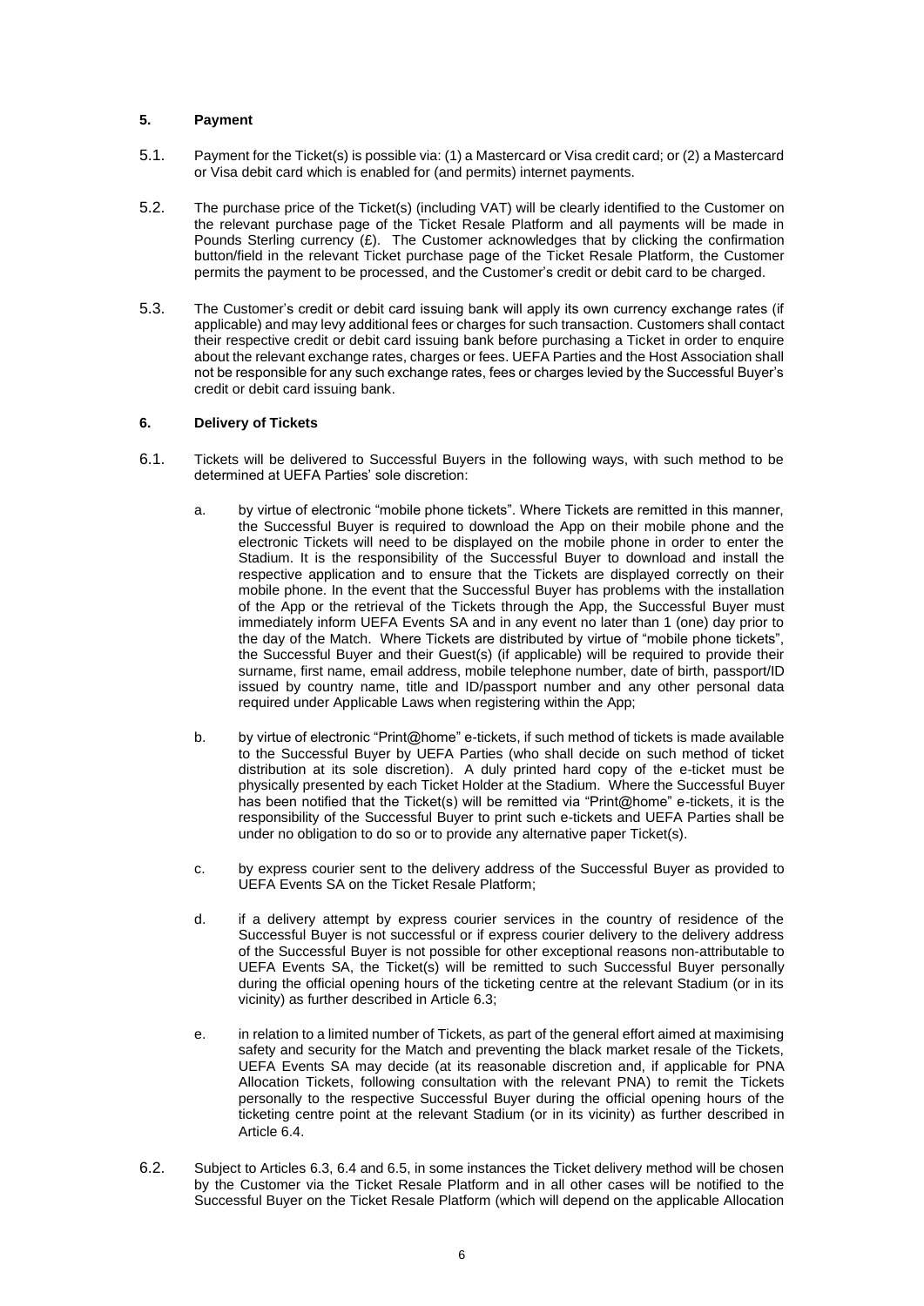## 5. Payment

5.1. Payment for the Ticket(s) is possible via: (1) a Mastercard or Visa credit card; or (2) a Mastercard or Visa debit card which is enabled for (and permits) internet payments.

5.2. The purchase price of the Ticket(s) (including VAT) will be clearly identified to the Customer on the relevant purchase page of the Ticket Resale Platform and all payments will be made in Pounds Sterling currency (£). The Customer acknowledges that by clicking the confirmation button/field in the relevant Ticket purchase page of the Ticket Resale Platform, the Customer permits the payment to be processed, and the Customer's credit or debit card to be charged.

5.3. The Customer's credit or debit card issuing bank will apply its own currency exchange rates (if applicable) and may levy additional fees or charges for such transaction. Customers shall contact their respective credit or debit card issuing bank before purchasing a Ticket in order to enquire about the relevant exchange rates, charges or fees. UEFA Parties and the Host Association shall not be responsible for any such exchange rates, fees or charges levied by the Successful Buyer's credit or debit card issuing bank.

## 6. Delivery of Tickets

6.1. Tickets will be delivered to Successful Buyers in the following ways, with such method to be determined at UEFA Parties' sole discretion:

a. by virtue of electronic "mobile phone tickets". Where Tickets are remitted in this manner, the Successful Buyer is required to download the App on their mobile phone and the electronic Tickets will need to be displayed on the mobile phone in order to enter the Stadium. It is the responsibility of the Successful Buyer to download and install the respective application and to ensure that the Tickets are displayed correctly on their mobile phone. In the event that the Successful Buyer has problems with the installation of the App or the retrieval of the Tickets through the App, the Successful Buyer must immediately inform UEFA Events SA and in any event no later than 1 (one) day prior to the day of the Match. Where Tickets are distributed by virtue of "mobile phone tickets", the Successful Buyer and their Guest(s) (if applicable) will be required to provide their surname, first name, email address, mobile telephone number, date of birth, passport/ID issued by country name, title and ID/passport number and any other personal data required under Applicable Laws when registering within the App;

b. by virtue of electronic "Print@home" e-tickets, if such method of tickets is made available to the Successful Buyer by UEFA Parties (who shall decide on such method of ticket distribution at its sole discretion). A duly printed hard copy of the e-ticket must be physically presented by each Ticket Holder at the Stadium. Where the Successful Buyer has been notified that the Ticket(s) will be remitted via "Print@home" e-tickets, it is the responsibility of the Successful Buyer to print such e-tickets and UEFA Parties shall be under no obligation to do so or to provide any alternative paper Ticket(s).

c. by express courier sent to the delivery address of the Successful Buyer as provided to UEFA Events SA on the Ticket Resale Platform;

d. if a delivery attempt by express courier services in the country of residence of the Successful Buyer is not successful or if express courier delivery to the delivery address of the Successful Buyer is not possible for other exceptional reasons non-attributable to UEFA Events SA, the Ticket(s) will be remitted to such Successful Buyer personally during the official opening hours of the ticketing centre at the relevant Stadium (or in its vicinity) as further described in Article 6.3;

e. in relation to a limited number of Tickets, as part of the general effort aimed at maximising safety and security for the Match and preventing the black market resale of the Tickets, UEFA Events SA may decide (at its reasonable discretion and, if applicable for PNA Allocation Tickets, following consultation with the relevant PNA) to remit the Tickets personally to the respective Successful Buyer during the official opening hours of the ticketing centre point at the relevant Stadium (or in its vicinity) as further described in Article 6.4.

6.2. Subject to Articles 6.3, 6.4 and 6.5, in some instances the Ticket delivery method will be chosen by the Customer via the Ticket Resale Platform and in all other cases will be notified to the Successful Buyer on the Ticket Resale Platform (which will depend on the applicable Allocation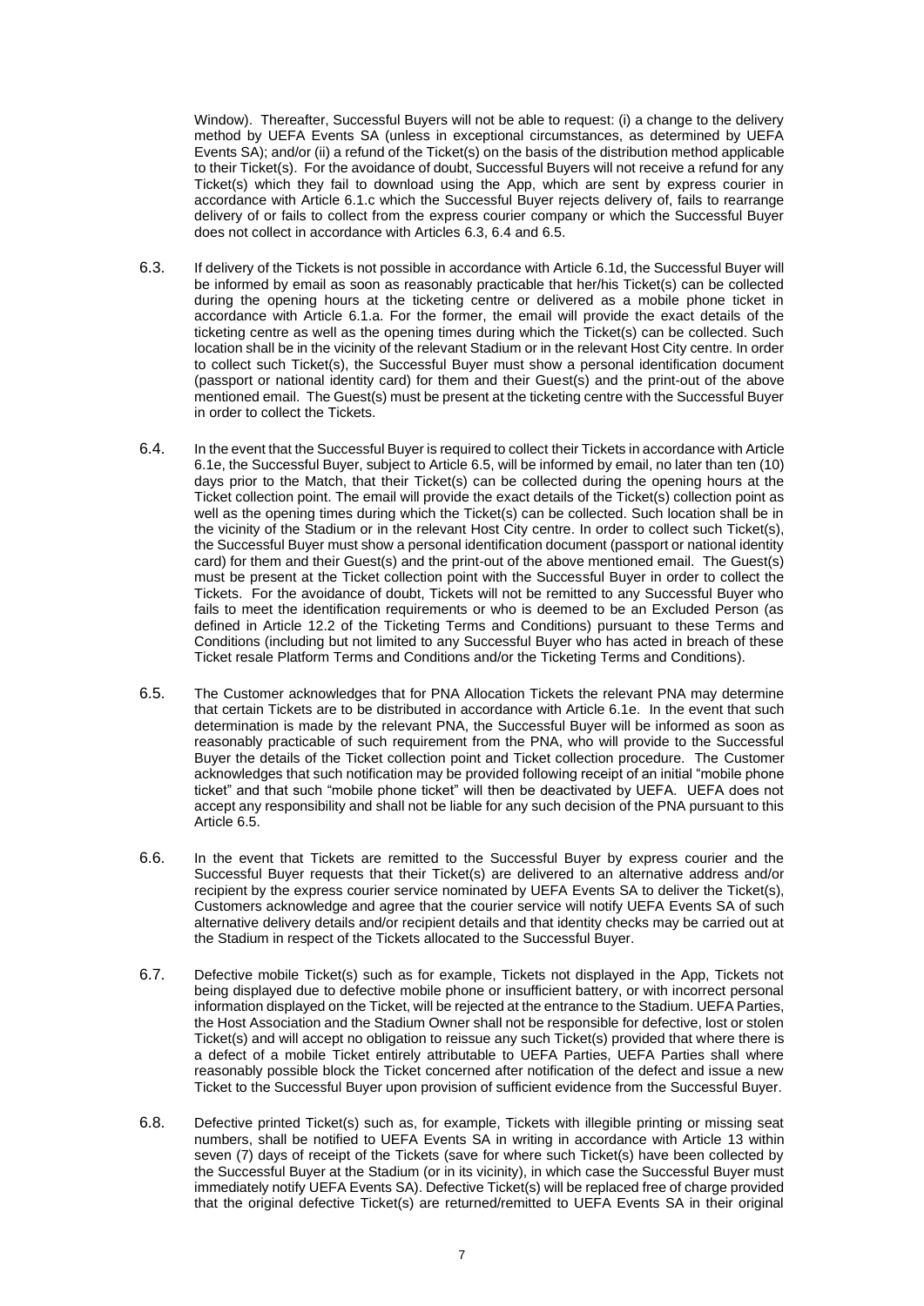Window). Thereafter, Successful Buyers will not be able to request: (i) a change to the delivery method by UEFA Events SA (unless in exceptional circumstances, as determined by UEFA Events SA); and/or (ii) a refund of the Ticket(s) on the basis of the distribution method applicable to their Ticket(s). For the avoidance of doubt, Successful Buyers will not receive a refund for any Ticket(s) which they fail to download using the App, which are sent by express courier in accordance with Article 6.1.c which the Successful Buyer rejects delivery of, fails to rearrange delivery of or fails to collect from the express courier company or which the Successful Buyer does not collect in accordance with Articles 6.3, 6.4 and 6.5.

6.3. If delivery of the Tickets is not possible in accordance with Article 6.1d, the Successful Buyer will be informed by email as soon as reasonably practicable that her/his Ticket(s) can be collected during the opening hours at the ticketing centre or delivered as a mobile phone ticket in accordance with Article 6.1.a. For the former, the email will provide the exact details of the ticketing centre as well as the opening times during which the Ticket(s) can be collected. Such location shall be in the vicinity of the relevant Stadium or in the relevant Host City centre. In order to collect such Ticket(s), the Successful Buyer must show a personal identification document (passport or national identity card) for them and their Guest(s) and the print-out of the above mentioned email. The Guest(s) must be present at the ticketing centre with the Successful Buyer in order to collect the Tickets.

6.4. In the event that the Successful Buyer is required to collect their Tickets in accordance with Article 6.1e, the Successful Buyer, subject to Article 6.5, will be informed by email, no later than ten (10) days prior to the Match, that their Ticket(s) can be collected during the opening hours at the Ticket collection point. The email will provide the exact details of the Ticket(s) collection point as well as the opening times during which the Ticket(s) can be collected. Such location shall be in the vicinity of the Stadium or in the relevant Host City centre. In order to collect such Ticket(s), the Successful Buyer must show a personal identification document (passport or national identity card) for them and their Guest(s) and the print-out of the above mentioned email. The Guest(s) must be present at the Ticket collection point with the Successful Buyer in order to collect the Tickets. For the avoidance of doubt, Tickets will not be remitted to any Successful Buyer who fails to meet the identification requirements or who is deemed to be an Excluded Person (as defined in Article 12.2 of the Ticketing Terms and Conditions) pursuant to these Terms and Conditions (including but not limited to any Successful Buyer who has acted in breach of these Ticket resale Platform Terms and Conditions and/or the Ticketing Terms and Conditions).

6.5. The Customer acknowledges that for PNA Allocation Tickets the relevant PNA may determine that certain Tickets are to be distributed in accordance with Article 6.1e. In the event that such determination is made by the relevant PNA, the Successful Buyer will be informed as soon as reasonably practicable of such requirement from the PNA, who will provide to the Successful Buyer the details of the Ticket collection point and Ticket collection procedure. The Customer acknowledges that such notification may be provided following receipt of an initial "mobile phone ticket" and that such "mobile phone ticket" will then be deactivated by UEFA. UEFA does not accept any responsibility and shall not be liable for any such decision of the PNA pursuant to this Article 6.5.

6.6. In the event that Tickets are remitted to the Successful Buyer by express courier and the Successful Buyer requests that their Ticket(s) are delivered to an alternative address and/or recipient by the express courier service nominated by UEFA Events SA to deliver the Ticket(s), Customers acknowledge and agree that the courier service will notify UEFA Events SA of such alternative delivery details and/or recipient details and that identity checks may be carried out at the Stadium in respect of the Tickets allocated to the Successful Buyer.

6.7. Defective mobile Ticket(s) such as for example, Tickets not displayed in the App, Tickets not being displayed due to defective mobile phone or insufficient battery, or with incorrect personal information displayed on the Ticket, will be rejected at the entrance to the Stadium. UEFA Parties, the Host Association and the Stadium Owner shall not be responsible for defective, lost or stolen Ticket(s) and will accept no obligation to reissue any such Ticket(s) provided that where there is a defect of a mobile Ticket entirely attributable to UEFA Parties, UEFA Parties shall where reasonably possible block the Ticket concerned after notification of the defect and issue a new Ticket to the Successful Buyer upon provision of sufficient evidence from the Successful Buyer.

6.8. Defective printed Ticket(s) such as, for example, Tickets with illegible printing or missing seat numbers, shall be notified to UEFA Events SA in writing in accordance with Article 13 within seven (7) days of receipt of the Tickets (save for where such Ticket(s) have been collected by the Successful Buyer at the Stadium (or in its vicinity), in which case the Successful Buyer must immediately notify UEFA Events SA). Defective Ticket(s) will be replaced free of charge provided that the original defective Ticket(s) are returned/remitted to UEFA Events SA in their original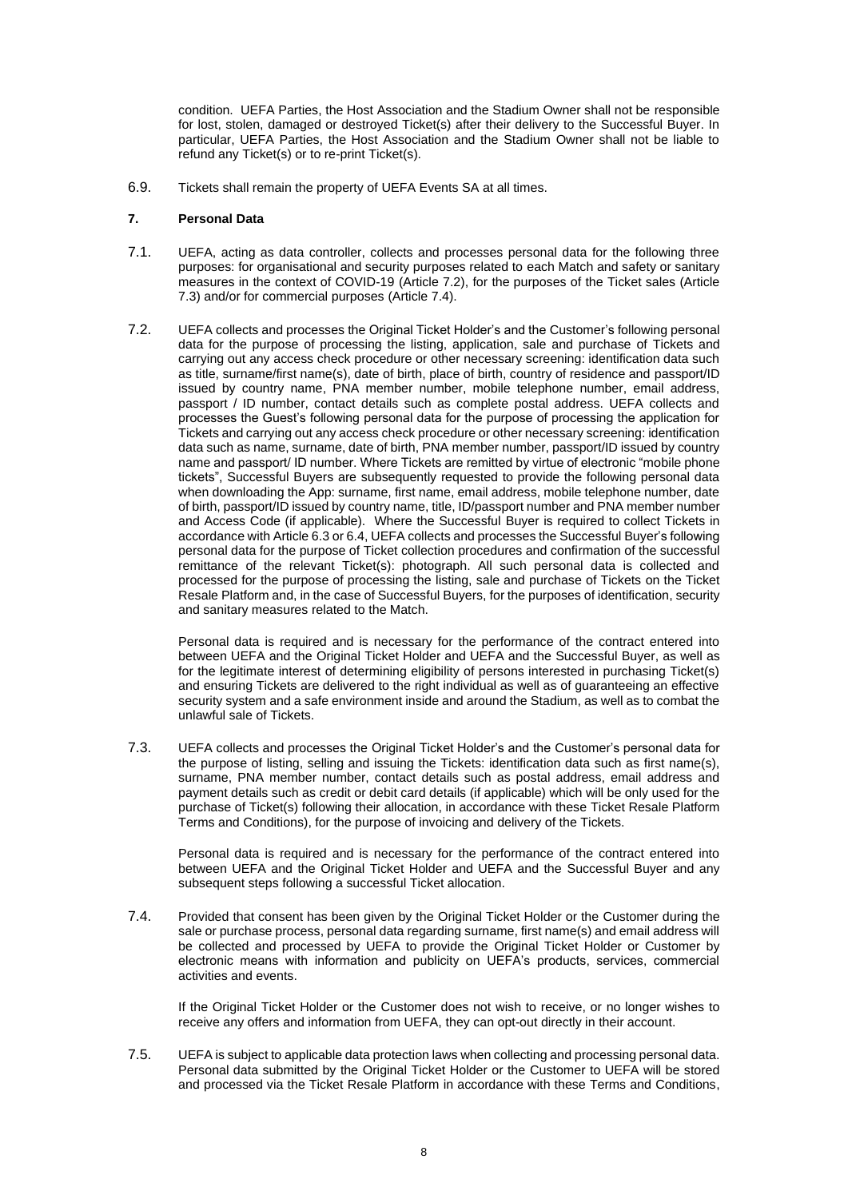condition. UEFA Parties, the Host Association and the Stadium Owner shall not be responsible for lost, stolen, damaged or destroyed Ticket(s) after their delivery to the Successful Buyer. In particular, UEFA Parties, the Host Association and the Stadium Owner shall not be liable to refund any Ticket(s) or to re-print Ticket(s).

6.9. Tickets shall remain the property of UEFA Events SA at all times.

**7. Personal Data**

7.1. UEFA, acting as data controller, collects and processes personal data for the following three purposes: for organisational and security purposes related to each Match and safety or sanitary measures in the context of COVID-19 (Article 7.2), for the purposes of the Ticket sales (Article 7.3) and/or for commercial purposes (Article 7.4).

7.2. UEFA collects and processes the Original Ticket Holder's and the Customer's following personal data for the purpose of processing the listing, application, sale and purchase of Tickets and carrying out any access check procedure or other necessary screening: identification data such as title, surname/first name(s), date of birth, place of birth, country of residence and passport/ID issued by country name, PNA member number, mobile telephone number, email address, passport / ID number, contact details such as complete postal address. UEFA collects and processes the Guest's following personal data for the purpose of processing the application for Tickets and carrying out any access check procedure or other necessary screening: identification data such as name, surname, date of birth, PNA member number, passport/ID issued by country name and passport/ ID number. Where Tickets are remitted by virtue of electronic "mobile phone tickets", Successful Buyers are subsequently requested to provide the following personal data when downloading the App: surname, first name, email address, mobile telephone number, date of birth, passport/ID issued by country name, title, ID/passport number and PNA member number and Access Code (if applicable). Where the Successful Buyer is required to collect Tickets in accordance with Article 6.3 or 6.4, UEFA collects and processes the Successful Buyer's following personal data for the purpose of Ticket collection procedures and confirmation of the successful remittance of the relevant Ticket(s): photograph. All such personal data is collected and processed for the purpose of processing the listing, sale and purchase of Tickets on the Ticket Resale Platform and, in the case of Successful Buyers, for the purposes of identification, security and sanitary measures related to the Match.

Personal data is required and is necessary for the performance of the contract entered into between UEFA and the Original Ticket Holder and UEFA and the Successful Buyer, as well as for the legitimate interest of determining eligibility of persons interested in purchasing Ticket(s) and ensuring Tickets are delivered to the right individual as well as of guaranteeing an effective security system and a safe environment inside and around the Stadium, as well as to combat the unlawful sale of Tickets.

7.3. UEFA collects and processes the Original Ticket Holder's and the Customer's personal data for the purpose of listing, selling and issuing the Tickets: identification data such as first name(s), surname, PNA member number, contact details such as postal address, email address and payment details such as credit or debit card details (if applicable) which will be only used for the purchase of Ticket(s) following their allocation, in accordance with these Ticket Resale Platform Terms and Conditions), for the purpose of invoicing and delivery of the Tickets.

Personal data is required and is necessary for the performance of the contract entered into between UEFA and the Original Ticket Holder and UEFA and the Successful Buyer and any subsequent steps following a successful Ticket allocation.

7.4. Provided that consent has been given by the Original Ticket Holder or the Customer during the sale or purchase process, personal data regarding surname, first name(s) and email address will be collected and processed by UEFA to provide the Original Ticket Holder or Customer by electronic means with information and publicity on UEFA's products, services, commercial activities and events.

If the Original Ticket Holder or the Customer does not wish to receive, or no longer wishes to receive any offers and information from UEFA, they can opt-out directly in their account.

7.5. UEFA is subject to applicable data protection laws when collecting and processing personal data. Personal data submitted by the Original Ticket Holder or the Customer to UEFA will be stored and processed via the Ticket Resale Platform in accordance with these Terms and Conditions,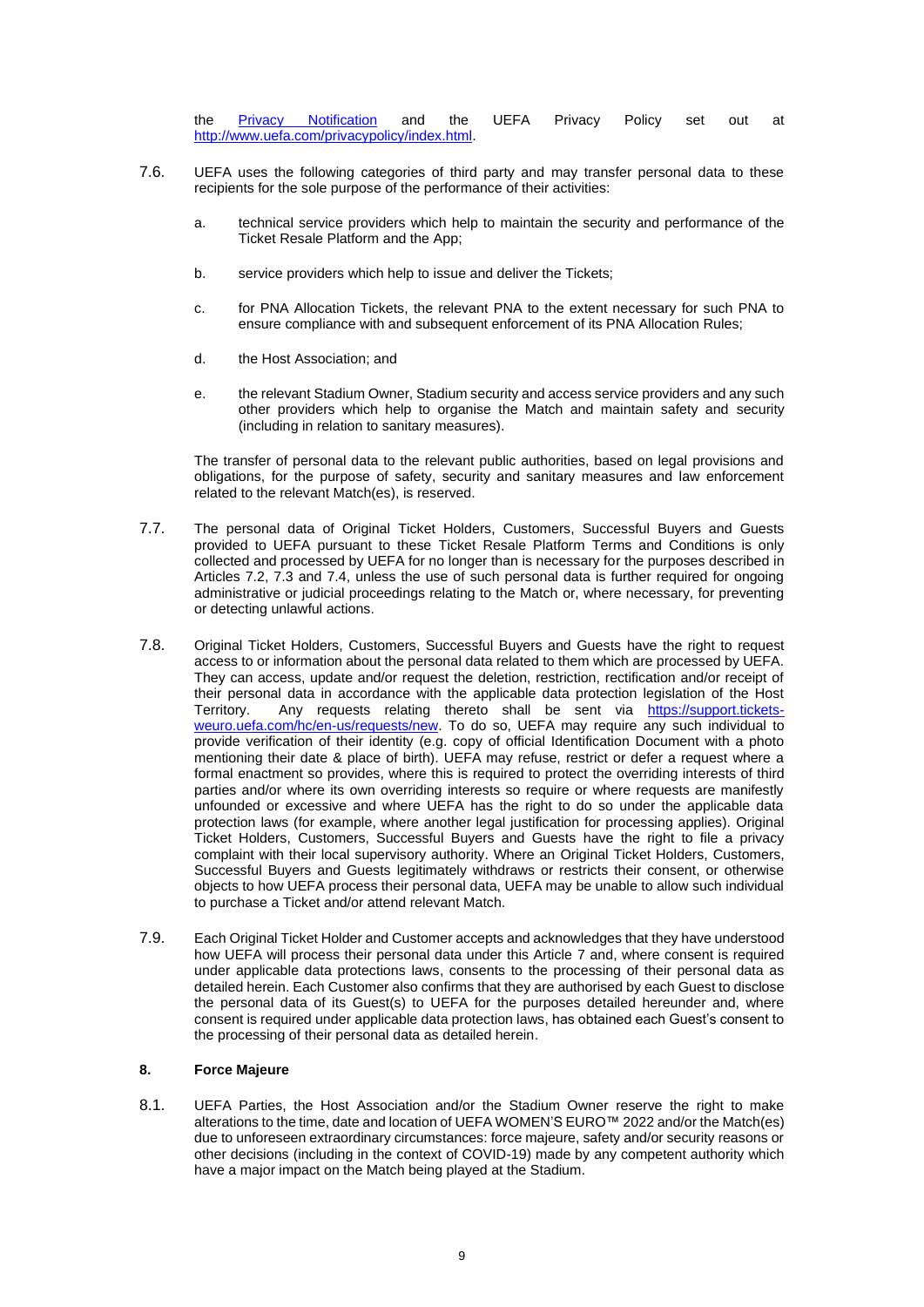the [Privacy Notification](#) and the UEFA Privacy Policy set out at [http://www.uefa.com/privacypolicy/index.html](http://www.uefa.com/privacypolicy/index.html).

7.6. UEFA uses the following categories of third party and may transfer personal data to these recipients for the sole purpose of the performance of their activities:

a. technical service providers which help to maintain the security and performance of the Ticket Resale Platform and the App;

b. service providers which help to issue and deliver the Tickets;

c. for PNA Allocation Tickets, the relevant PNA to the extent necessary for such PNA to ensure compliance with and subsequent enforcement of its PNA Allocation Rules;

d. the Host Association; and

e. the relevant Stadium Owner, Stadium security and access service providers and any such other providers which help to organise the Match and maintain safety and security (including in relation to sanitary measures).

The transfer of personal data to the relevant public authorities, based on legal provisions and obligations, for the purpose of safety, security and sanitary measures and law enforcement related to the relevant Match(es), is reserved.

7.7. The personal data of Original Ticket Holders, Customers, Successful Buyers and Guests provided to UEFA pursuant to these Ticket Resale Platform Terms and Conditions is only collected and processed by UEFA for no longer than is necessary for the purposes described in Articles 7.2, 7.3 and 7.4, unless the use of such personal data is further required for ongoing administrative or judicial proceedings relating to the Match or, where necessary, for preventing or detecting unlawful actions.

7.8. Original Ticket Holders, Customers, Successful Buyers and Guests have the right to request access to or information about the personal data related to them which are processed by UEFA. They can access, update and/or request the deletion, restriction, rectification and/or receipt of their personal data in accordance with the applicable data protection legislation of the Host Territory. Any requests relating thereto shall be sent via [https://support.tickets-weuro.uefa.com/hc/en-us/requests/new](https://support.tickets-weuro.uefa.com/hc/en-us/requests/new). To do so, UEFA may require any such individual to provide verification of their identity (e.g. copy of official Identification Document with a photo mentioning their date & place of birth). UEFA may refuse, restrict or defer a request where a formal enactment so provides, where this is required to protect the overriding interests of third parties and/or where its own overriding interests so require or where requests are manifestly unfounded or excessive and where UEFA has the right to do so under the applicable data protection laws (for example, where another legal justification for processing applies). Original Ticket Holders, Customers, Successful Buyers and Guests have the right to file a privacy complaint with their local supervisory authority. Where an Original Ticket Holders, Customers, Successful Buyers and Guests legitimately withdraws or restricts their consent, or otherwise objects to how UEFA process their personal data, UEFA may be unable to allow such individual to purchase a Ticket and/or attend relevant Match.

7.9. Each Original Ticket Holder and Customer accepts and acknowledges that they have understood how UEFA will process their personal data under this Article 7 and, where consent is required under applicable data protections laws, consents to the processing of their personal data as detailed herein. Each Customer also confirms that they are authorised by each Guest to disclose the personal data of its Guest(s) to UEFA for the purposes detailed hereunder and, where consent is required under applicable data protection laws, has obtained each Guest's consent to the processing of their personal data as detailed herein.

## 8. Force Majeure

8.1. UEFA Parties, the Host Association and/or the Stadium Owner reserve the right to make alterations to the time, date and location of UEFA WOMEN'S EURO™ 2022 and/or the Match(es) due to unforeseen extraordinary circumstances: force majeure, safety and/or security reasons or other decisions (including in the context of COVID-19) made by any competent authority which have a major impact on the Match being played at the Stadium.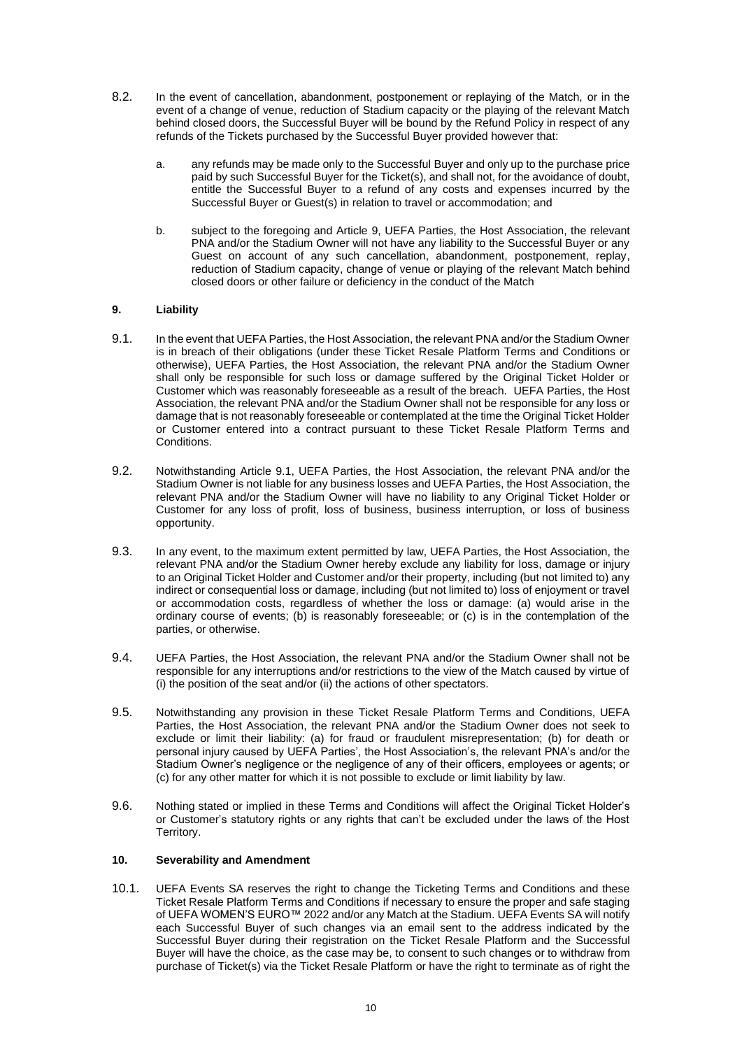8.2. In the event of cancellation, abandonment, postponement or replaying of the Match, or in the event of a change of venue, reduction of Stadium capacity or the playing of the relevant Match behind closed doors, the Successful Buyer will be bound by the Refund Policy in respect of any refunds of the Tickets purchased by the Successful Buyer provided however that:

a. any refunds may be made only to the Successful Buyer and only up to the purchase price paid by such Successful Buyer for the Ticket(s), and shall not, for the avoidance of doubt, entitle the Successful Buyer to a refund of any costs and expenses incurred by the Successful Buyer or Guest(s) in relation to travel or accommodation; and

b. subject to the foregoing and Article 9, UEFA Parties, the Host Association, the relevant PNA and/or the Stadium Owner will not have any liability to the Successful Buyer or any Guest on account of any such cancellation, abandonment, postponement, replay, reduction of Stadium capacity, change of venue or playing of the relevant Match behind closed doors or other failure or deficiency in the conduct of the Match

**9. Liability**

9.1. In the event that UEFA Parties, the Host Association, the relevant PNA and/or the Stadium Owner is in breach of their obligations (under these Ticket Resale Platform Terms and Conditions or otherwise), UEFA Parties, the Host Association, the relevant PNA and/or the Stadium Owner shall only be responsible for such loss or damage suffered by the Original Ticket Holder or Customer which was reasonably foreseeable as a result of the breach. UEFA Parties, the Host Association, the relevant PNA and/or the Stadium Owner shall not be responsible for any loss or damage that is not reasonably foreseeable or contemplated at the time the Original Ticket Holder or Customer entered into a contract pursuant to these Ticket Resale Platform Terms and Conditions.

9.2. Notwithstanding Article 9.1, UEFA Parties, the Host Association, the relevant PNA and/or the Stadium Owner is not liable for any business losses and UEFA Parties, the Host Association, the relevant PNA and/or the Stadium Owner will have no liability to any Original Ticket Holder or Customer for any loss of profit, loss of business, business interruption, or loss of business opportunity.

9.3. In any event, to the maximum extent permitted by law, UEFA Parties, the Host Association, the relevant PNA and/or the Stadium Owner hereby exclude any liability for loss, damage or injury to an Original Ticket Holder and Customer and/or their property, including (but not limited to) any indirect or consequential loss or damage, including (but not limited to) loss of enjoyment or travel or accommodation costs, regardless of whether the loss or damage: (a) would arise in the ordinary course of events; (b) is reasonably foreseeable; or (c) is in the contemplation of the parties, or otherwise.

9.4. UEFA Parties, the Host Association, the relevant PNA and/or the Stadium Owner shall not be responsible for any interruptions and/or restrictions to the view of the Match caused by virtue of (i) the position of the seat and/or (ii) the actions of other spectators.

9.5. Notwithstanding any provision in these Ticket Resale Platform Terms and Conditions, UEFA Parties, the Host Association, the relevant PNA and/or the Stadium Owner does not seek to exclude or limit their liability: (a) for fraud or fraudulent misrepresentation; (b) for death or personal injury caused by UEFA Parties', the Host Association's, the relevant PNA's and/or the Stadium Owner's negligence or the negligence of any of their officers, employees or agents; or (c) for any other matter for which it is not possible to exclude or limit liability by law.

9.6. Nothing stated or implied in these Terms and Conditions will affect the Original Ticket Holder's or Customer's statutory rights or any rights that can't be excluded under the laws of the Host Territory.

**10. Severability and Amendment**

10.1. UEFA Events SA reserves the right to change the Ticketing Terms and Conditions and these Ticket Resale Platform Terms and Conditions if necessary to ensure the proper and safe staging of UEFA WOMEN'S EURO™ 2022 and/or any Match at the Stadium. UEFA Events SA will notify each Successful Buyer of such changes via an email sent to the address indicated by the Successful Buyer during their registration on the Ticket Resale Platform and the Successful Buyer will have the choice, as the case may be, to consent to such changes or to withdraw from purchase of Ticket(s) via the Ticket Resale Platform or have the right to terminate as of right the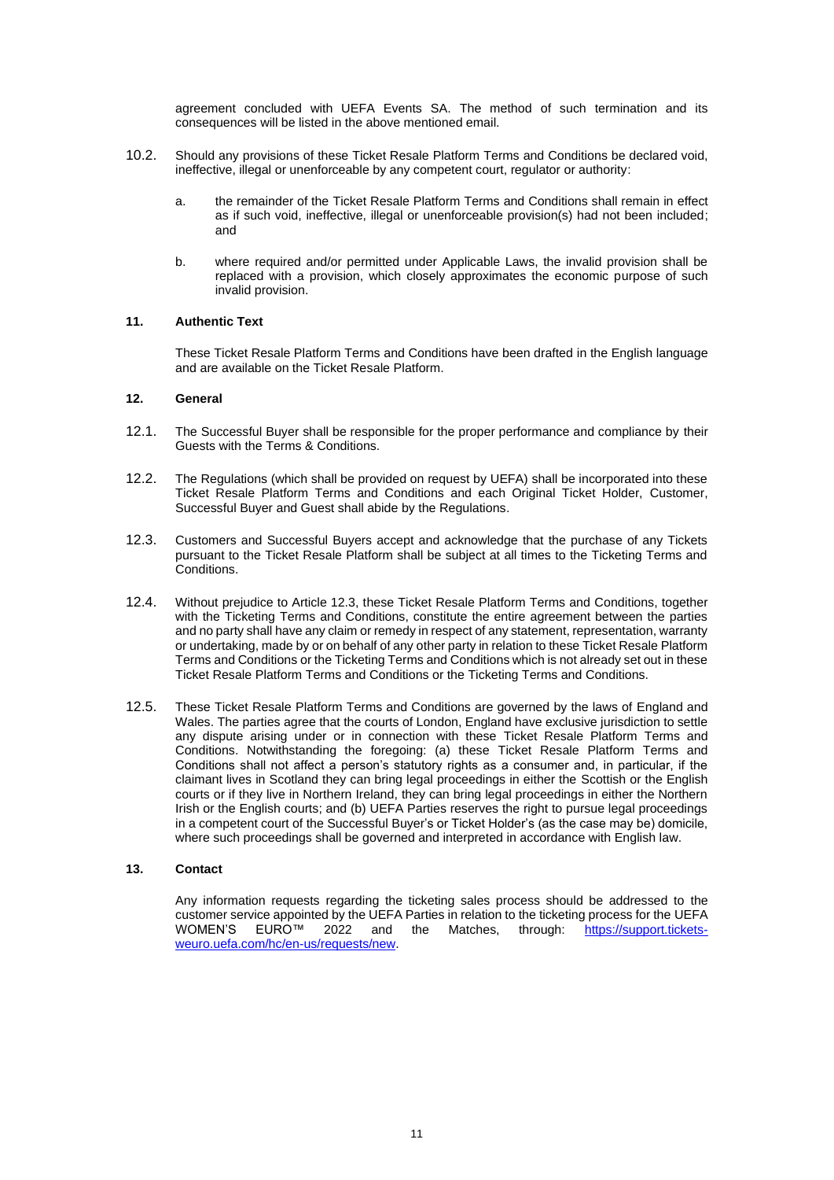agreement concluded with UEFA Events SA. The method of such termination and its consequences will be listed in the above mentioned email.

10.2. Should any provisions of these Ticket Resale Platform Terms and Conditions be declared void, ineffective, illegal or unenforceable by any competent court, regulator or authority:

a. the remainder of the Ticket Resale Platform Terms and Conditions shall remain in effect as if such void, ineffective, illegal or unenforceable provision(s) had not been included; and

b. where required and/or permitted under Applicable Laws, the invalid provision shall be replaced with a provision, which closely approximates the economic purpose of such invalid provision.

**11. Authentic Text**

These Ticket Resale Platform Terms and Conditions have been drafted in the English language and are available on the Ticket Resale Platform.

**12. General**

12.1. The Successful Buyer shall be responsible for the proper performance and compliance by their Guests with the Terms & Conditions.

12.2. The Regulations (which shall be provided on request by UEFA) shall be incorporated into these Ticket Resale Platform Terms and Conditions and each Original Ticket Holder, Customer, Successful Buyer and Guest shall abide by the Regulations.

12.3. Customers and Successful Buyers accept and acknowledge that the purchase of any Tickets pursuant to the Ticket Resale Platform shall be subject at all times to the Ticketing Terms and Conditions.

12.4. Without prejudice to Article 12.3, these Ticket Resale Platform Terms and Conditions, together with the Ticketing Terms and Conditions, constitute the entire agreement between the parties and no party shall have any claim or remedy in respect of any statement, representation, warranty or undertaking, made by or on behalf of any other party in relation to these Ticket Resale Platform Terms and Conditions or the Ticketing Terms and Conditions which is not already set out in these Ticket Resale Platform Terms and Conditions or the Ticketing Terms and Conditions.

12.5. These Ticket Resale Platform Terms and Conditions are governed by the laws of England and Wales. The parties agree that the courts of London, England have exclusive jurisdiction to settle any dispute arising under or in connection with these Ticket Resale Platform Terms and Conditions. Notwithstanding the foregoing: (a) these Ticket Resale Platform Terms and Conditions shall not affect a person's statutory rights as a consumer and, in particular, if the claimant lives in Scotland they can bring legal proceedings in either the Scottish or the English courts or if they live in Northern Ireland, they can bring legal proceedings in either the Northern Irish or the English courts; and (b) UEFA Parties reserves the right to pursue legal proceedings in a competent court of the Successful Buyer's or Ticket Holder's (as the case may be) domicile, where such proceedings shall be governed and interpreted in accordance with English law.

**13. Contact**

Any information requests regarding the ticketing sales process should be addressed to the customer service appointed by the UEFA Parties in relation to the ticketing process for the UEFA WOMEN'S EURO™ 2022 and the Matches, through: [https://support.tickets-weuro.uefa.com/hc/en-us/requests/new](https://support.tickets-weuro.uefa.com/hc/en-us/requests/new).